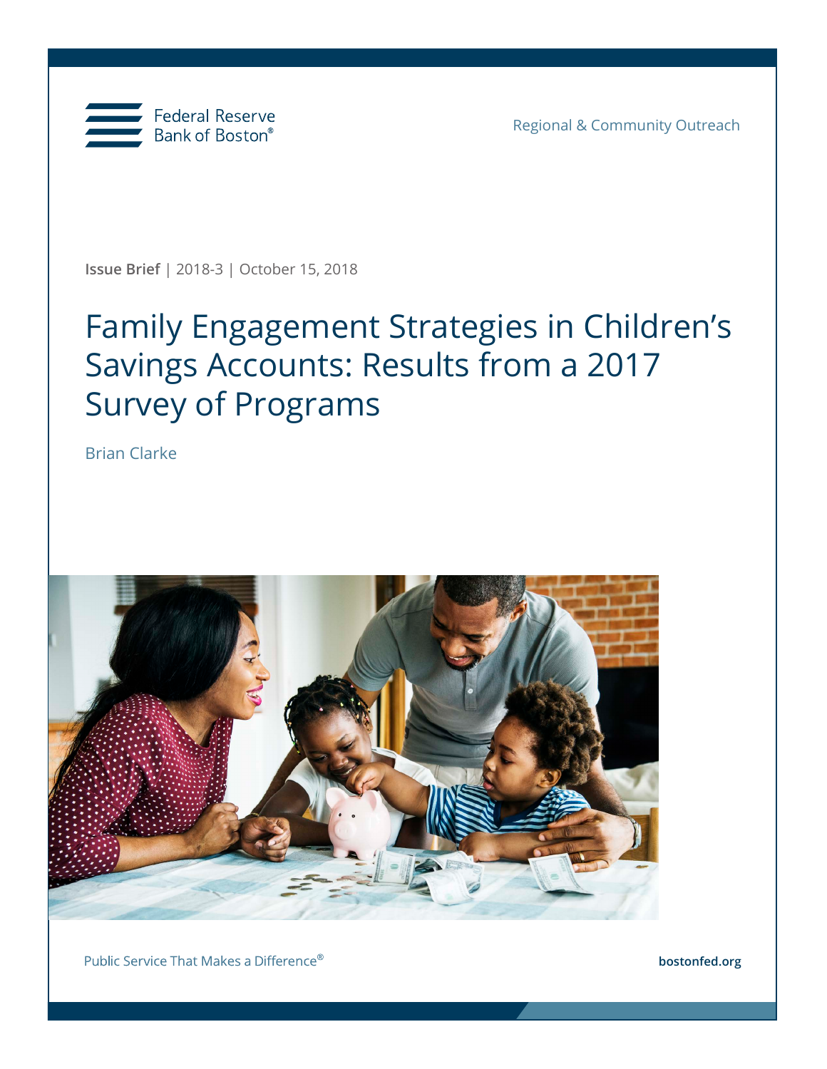Federal Reserve Bank of Boston®

Regional & Community Outreach

**Issue Brief** | 2018-3 | October 15, 2018

# Family Engagement Strategies in Children's Savings Accounts: Results from a 2017 Survey of Programs

Brian Clarke

Public Service That Makes a Difference®

**bostonfed.org**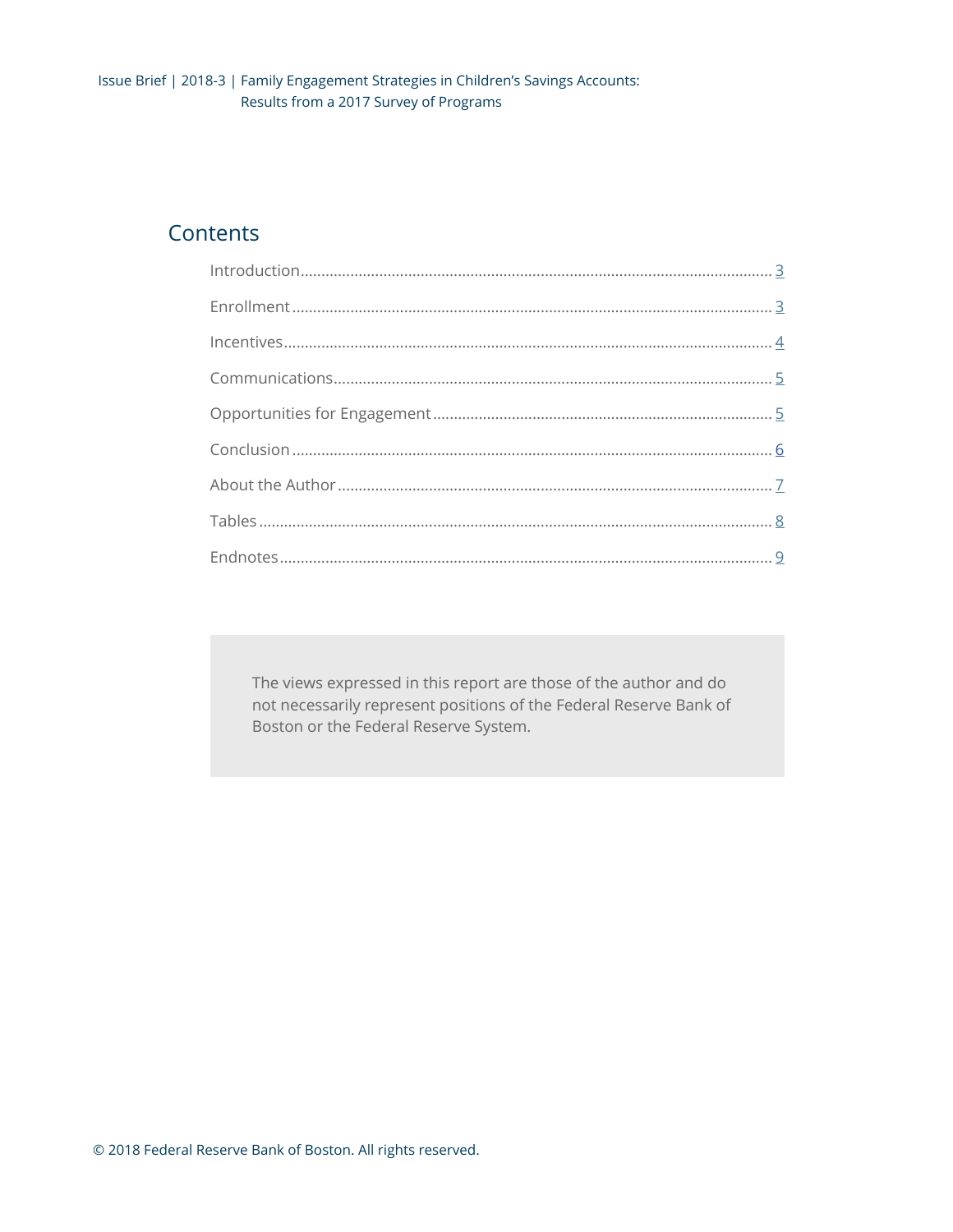## Contents

| | |
|---|---|
| Introduction | 3 |
| Enrollment | 3 |
| Incentives | 4 |
| Communications | 5 |
| Opportunities for Engagement | 5 |
| Conclusion | 6 |
| About the Author | 7 |
| Tables | 8 |
| Endnotes | 9 |

The views expressed in this report are those of the author and do not necessarily represent positions of the Federal Reserve Bank of Boston or the Federal Reserve System.

© 2018 Federal Reserve Bank of Boston. All rights reserved.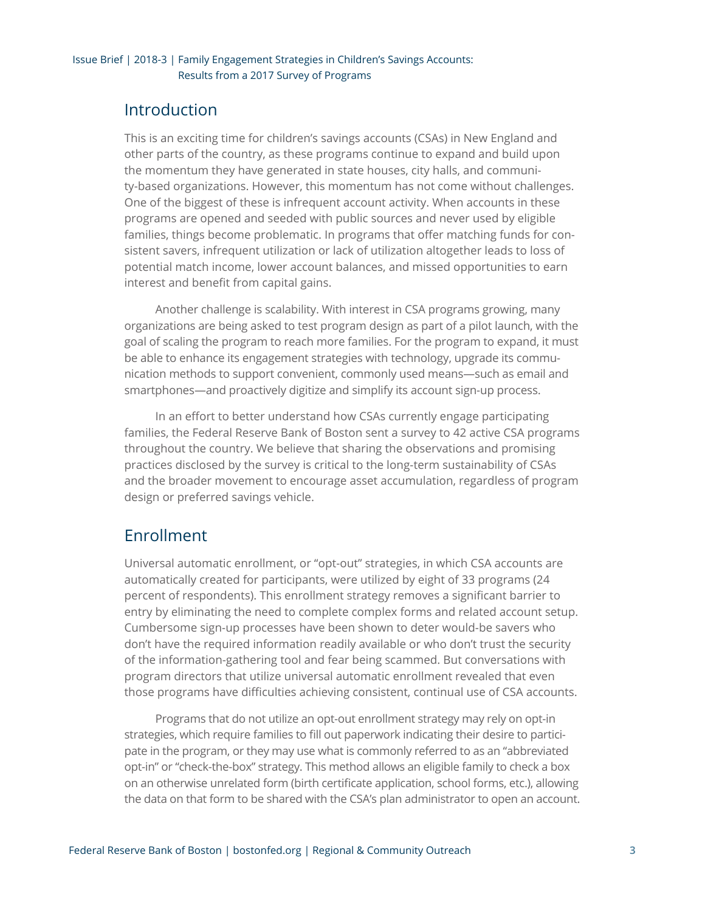## Introduction

This is an exciting time for children's savings accounts (CSAs) in New England and other parts of the country, as these programs continue to expand and build upon the momentum they have generated in state houses, city halls, and community-based organizations. However, this momentum has not come without challenges. One of the biggest of these is infrequent account activity. When accounts in these programs are opened and seeded with public sources and never used by eligible families, things become problematic. In programs that offer matching funds for consistent savers, infrequent utilization or lack of utilization altogether leads to loss of potential match income, lower account balances, and missed opportunities to earn interest and benefit from capital gains.

Another challenge is scalability. With interest in CSA programs growing, many organizations are being asked to test program design as part of a pilot launch, with the goal of scaling the program to reach more families. For the program to expand, it must be able to enhance its engagement strategies with technology, upgrade its communication methods to support convenient, commonly used means—such as email and smartphones—and proactively digitize and simplify its account sign-up process.

In an effort to better understand how CSAs currently engage participating families, the Federal Reserve Bank of Boston sent a survey to 42 active CSA programs throughout the country. We believe that sharing the observations and promising practices disclosed by the survey is critical to the long-term sustainability of CSAs and the broader movement to encourage asset accumulation, regardless of program design or preferred savings vehicle.

## Enrollment

Universal automatic enrollment, or "opt-out" strategies, in which CSA accounts are automatically created for participants, were utilized by eight of 33 programs (24 percent of respondents). This enrollment strategy removes a significant barrier to entry by eliminating the need to complete complex forms and related account setup. Cumbersome sign-up processes have been shown to deter would-be savers who don't have the required information readily available or who don't trust the security of the information-gathering tool and fear being scammed. But conversations with program directors that utilize universal automatic enrollment revealed that even those programs have difficulties achieving consistent, continual use of CSA accounts.

Programs that do not utilize an opt-out enrollment strategy may rely on opt-in strategies, which require families to fill out paperwork indicating their desire to participate in the program, or they may use what is commonly referred to as an "abbreviated opt-in" or "check-the-box" strategy. This method allows an eligible family to check a box on an otherwise unrelated form (birth certificate application, school forms, etc.), allowing the data on that form to be shared with the CSA's plan administrator to open an account.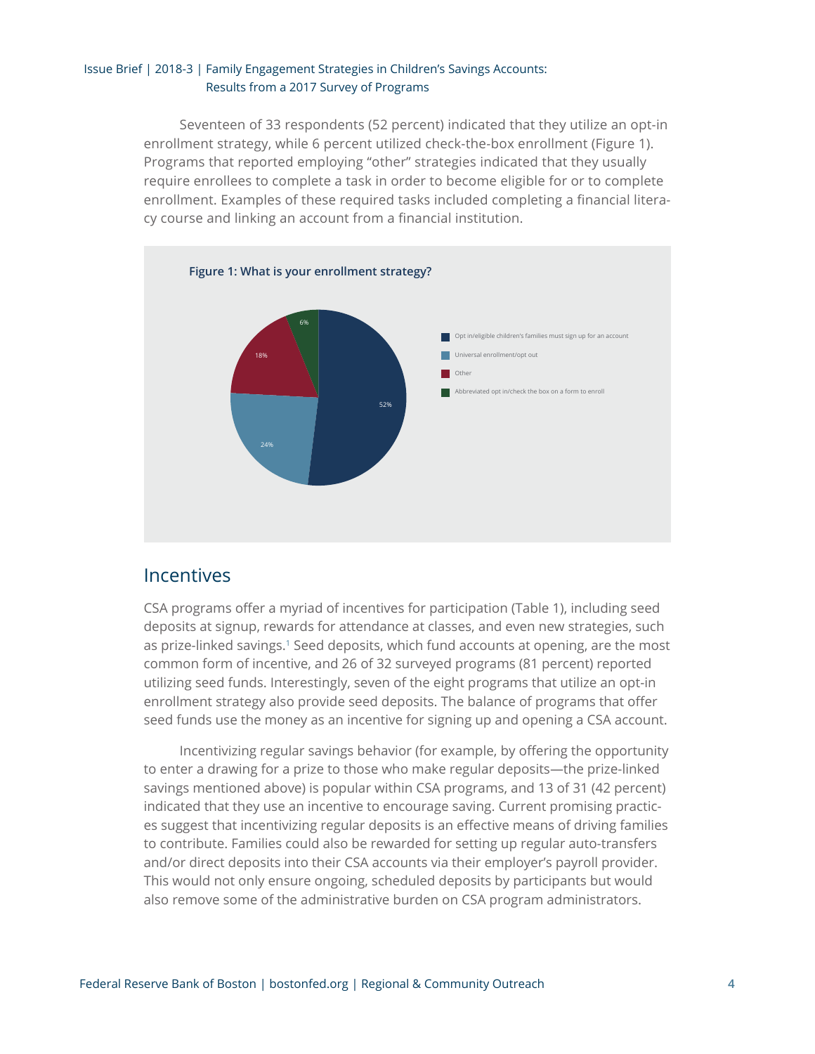Seventeen of 33 respondents (52 percent) indicated that they utilize an opt-in enrollment strategy, while 6 percent utilized check-the-box enrollment (Figure 1). Programs that reported employing "other" strategies indicated that they usually require enrollees to complete a task in order to become eligible for or to complete enrollment. Examples of these required tasks included completing a financial literacy course and linking an account from a financial institution.

**Figure 1: What is your enrollment strategy?**

| Enrollment strategy | Percent |
| --- | --- |
| Opt in/eligible children's families must sign up for an account | 52% |
| Universal enrollment/opt out | 24% |
| Other | 18% |
| Abbreviated opt in/check the box on a form to enroll | 6% |

## Incentives

CSA programs offer a myriad of incentives for participation (Table 1), including seed deposits at signup, rewards for attendance at classes, and even new strategies, such as prize-linked savings.[1] Seed deposits, which fund accounts at opening, are the most common form of incentive, and 26 of 32 surveyed programs (81 percent) reported utilizing seed funds. Interestingly, seven of the eight programs that utilize an opt-in enrollment strategy also provide seed deposits. The balance of programs that offer seed funds use the money as an incentive for signing up and opening a CSA account.

Incentivizing regular savings behavior (for example, by offering the opportunity to enter a drawing for a prize to those who make regular deposits—the prize-linked savings mentioned above) is popular within CSA programs, and 13 of 31 (42 percent) indicated that they use an incentive to encourage saving. Current promising practices suggest that incentivizing regular deposits is an effective means of driving families to contribute. Families could also be rewarded for setting up regular auto-transfers and/or direct deposits into their CSA accounts via their employer's payroll provider. This would not only ensure ongoing, scheduled deposits by participants but would also remove some of the administrative burden on CSA program administrators.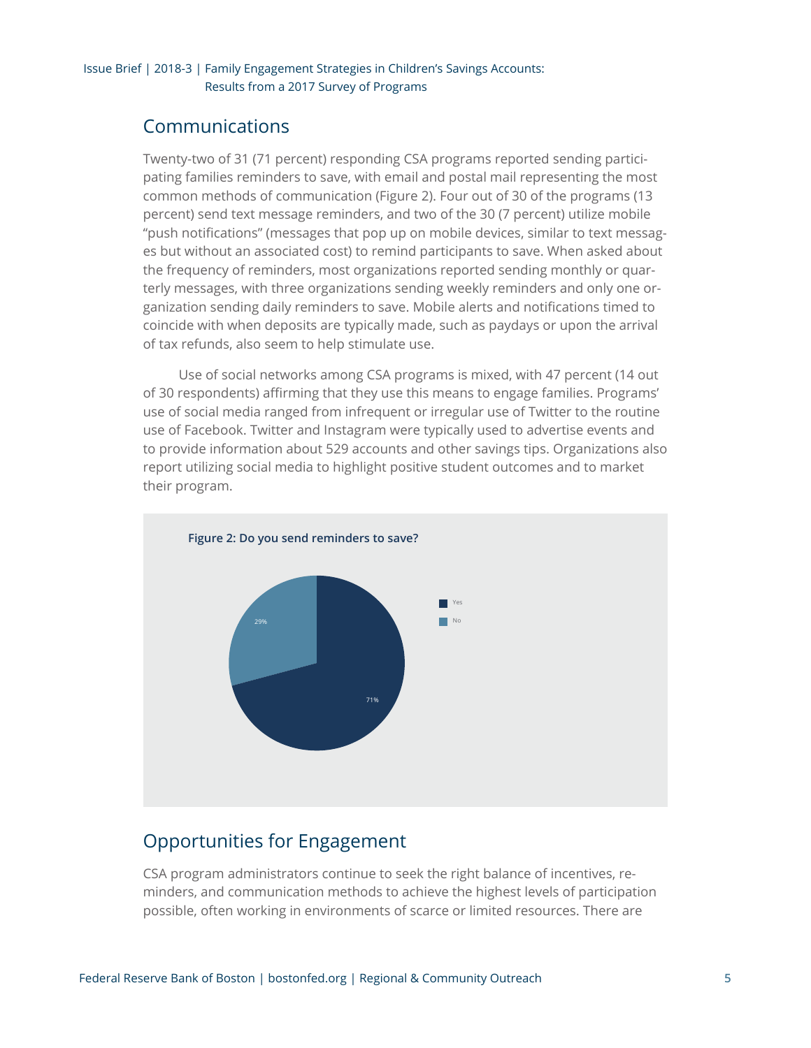## Communications

Twenty-two of 31 (71 percent) responding CSA programs reported sending participating families reminders to save, with email and postal mail representing the most common methods of communication (Figure 2). Four out of 30 of the programs (13 percent) send text message reminders, and two of the 30 (7 percent) utilize mobile "push notifications" (messages that pop up on mobile devices, similar to text messages but without an associated cost) to remind participants to save. When asked about the frequency of reminders, most organizations reported sending monthly or quarterly messages, with three organizations sending weekly reminders and only one organization sending daily reminders to save. Mobile alerts and notifications timed to coincide with when deposits are typically made, such as paydays or upon the arrival of tax refunds, also seem to help stimulate use.

Use of social networks among CSA programs is mixed, with 47 percent (14 out of 30 respondents) affirming that they use this means to engage families. Programs' use of social media ranged from infrequent or irregular use of Twitter to the routine use of Facebook. Twitter and Instagram were typically used to advertise events and to provide information about 529 accounts and other savings tips. Organizations also report utilizing social media to highlight positive student outcomes and to market their program.

**Figure 2: Do you send reminders to save?**

| Response | Percent |
| --- | --- |
| Yes | 71% |
| No | 29% |

## Opportunities for Engagement

CSA program administrators continue to seek the right balance of incentives, reminders, and communication methods to achieve the highest levels of participation possible, often working in environments of scarce or limited resources. There are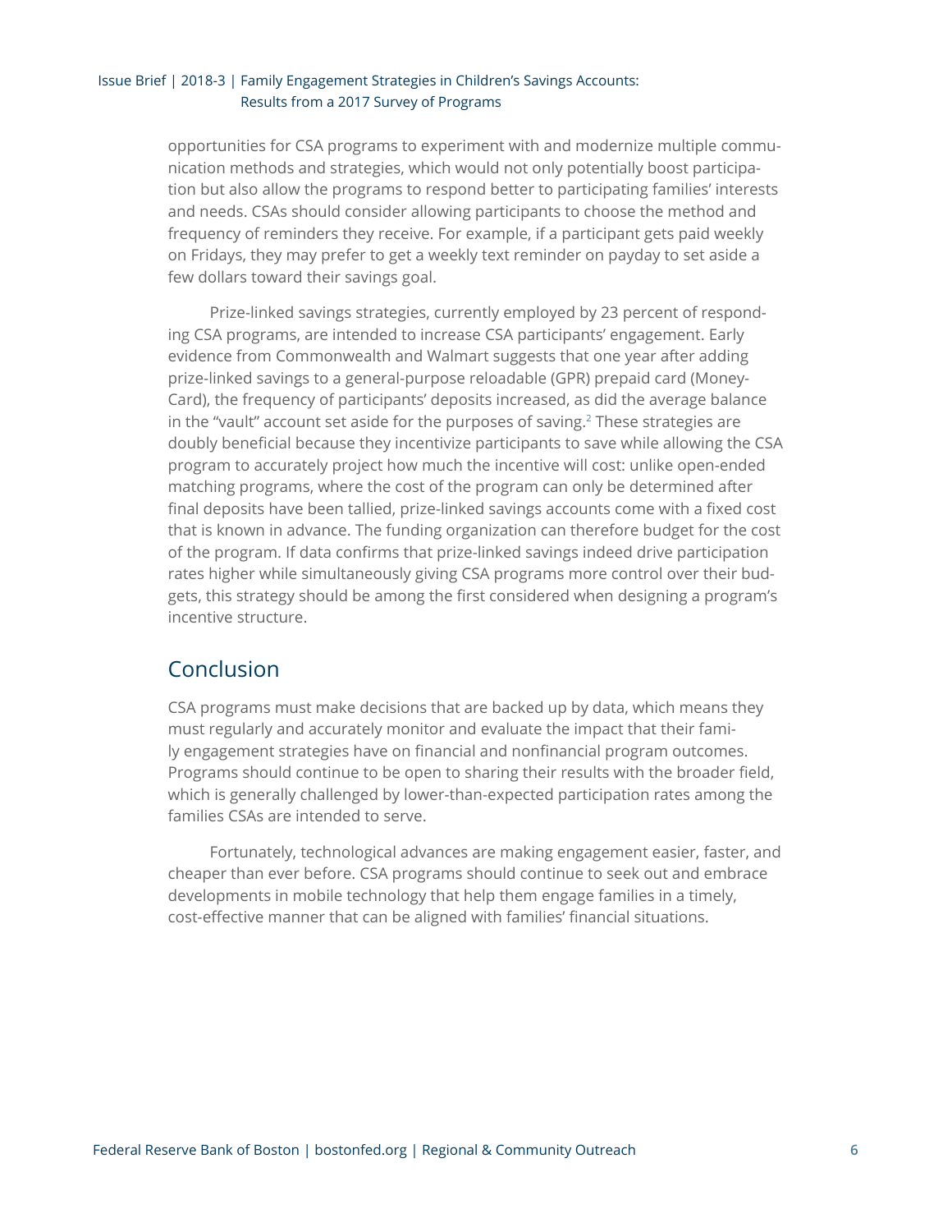opportunities for CSA programs to experiment with and modernize multiple communication methods and strategies, which would not only potentially boost participation but also allow the programs to respond better to participating families' interests and needs. CSAs should consider allowing participants to choose the method and frequency of reminders they receive. For example, if a participant gets paid weekly on Fridays, they may prefer to get a weekly text reminder on payday to set aside a few dollars toward their savings goal.

Prize-linked savings strategies, currently employed by 23 percent of responding CSA programs, are intended to increase CSA participants' engagement. Early evidence from Commonwealth and Walmart suggests that one year after adding prize-linked savings to a general-purpose reloadable (GPR) prepaid card (MoneyCard), the frequency of participants' deposits increased, as did the average balance in the "vault" account set aside for the purposes of saving.[2] These strategies are doubly beneficial because they incentivize participants to save while allowing the CSA program to accurately project how much the incentive will cost: unlike open-ended matching programs, where the cost of the program can only be determined after final deposits have been tallied, prize-linked savings accounts come with a fixed cost that is known in advance. The funding organization can therefore budget for the cost of the program. If data confirms that prize-linked savings indeed drive participation rates higher while simultaneously giving CSA programs more control over their budgets, this strategy should be among the first considered when designing a program's incentive structure.

## Conclusion

CSA programs must make decisions that are backed up by data, which means they must regularly and accurately monitor and evaluate the impact that their family engagement strategies have on financial and nonfinancial program outcomes. Programs should continue to be open to sharing their results with the broader field, which is generally challenged by lower-than-expected participation rates among the families CSAs are intended to serve.

Fortunately, technological advances are making engagement easier, faster, and cheaper than ever before. CSA programs should continue to seek out and embrace developments in mobile technology that help them engage families in a timely, cost-effective manner that can be aligned with families' financial situations.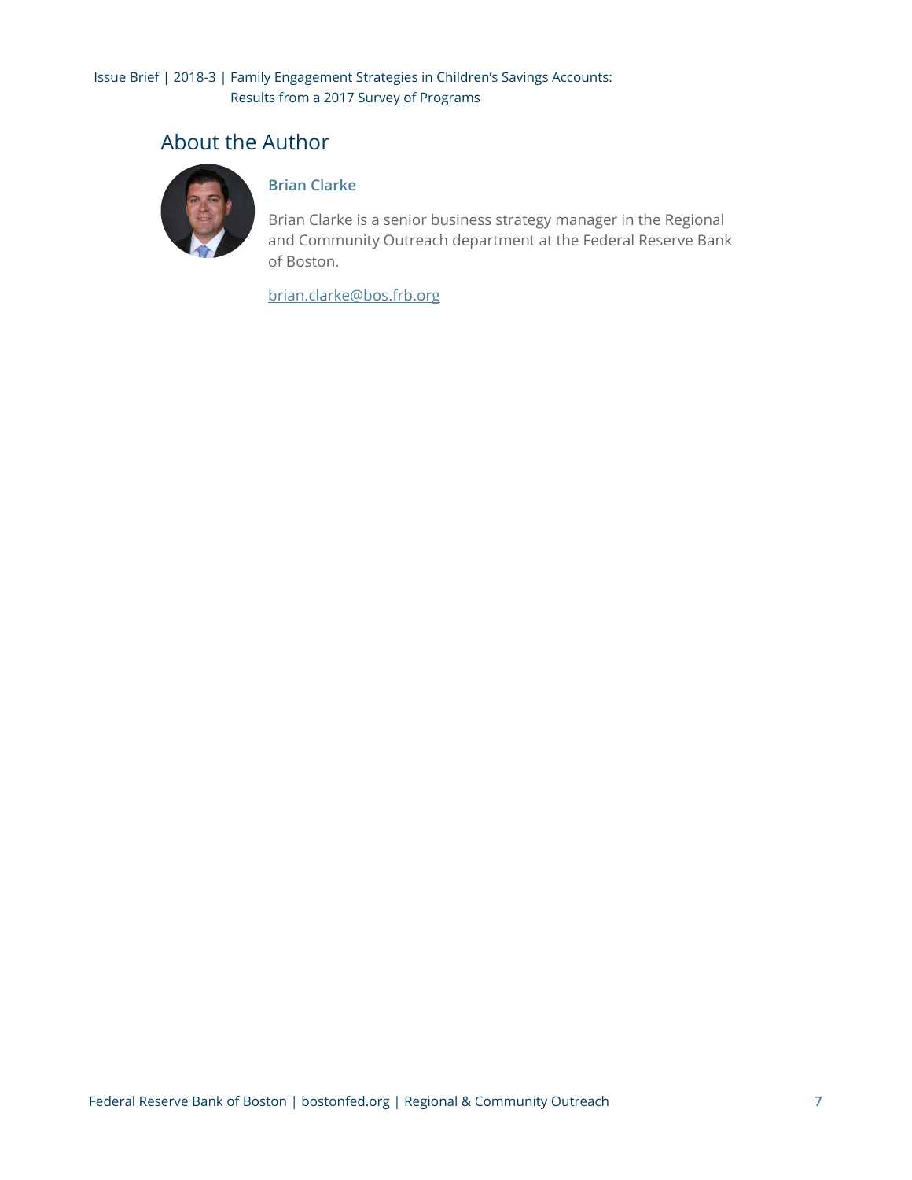## About the Author

### Brian Clarke

Brian Clarke is a senior business strategy manager in the Regional and Community Outreach department at the Federal Reserve Bank of Boston.

brian.clarke@bos.frb.org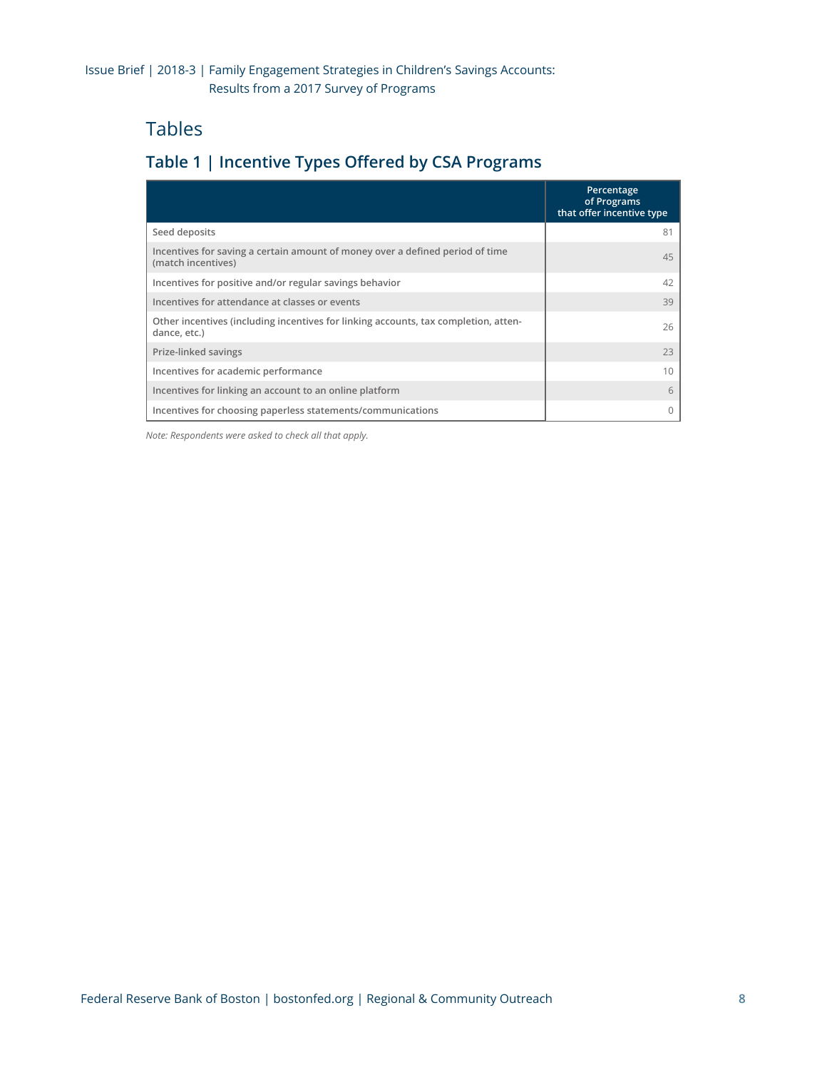## Tables

### Table 1 | Incentive Types Offered by CSA Programs

| | Percentage of Programs that offer incentive type |
|---|---|
| Seed deposits | 81 |
| Incentives for saving a certain amount of money over a defined period of time (match incentives) | 45 |
| Incentives for positive and/or regular savings behavior | 42 |
| Incentives for attendance at classes or events | 39 |
| Other incentives (including incentives for linking accounts, tax completion, attendance, etc.) | 26 |
| Prize-linked savings | 23 |
| Incentives for academic performance | 10 |
| Incentives for linking an account to an online platform | 6 |
| Incentives for choosing paperless statements/communications | 0 |

*Note: Respondents were asked to check all that apply.*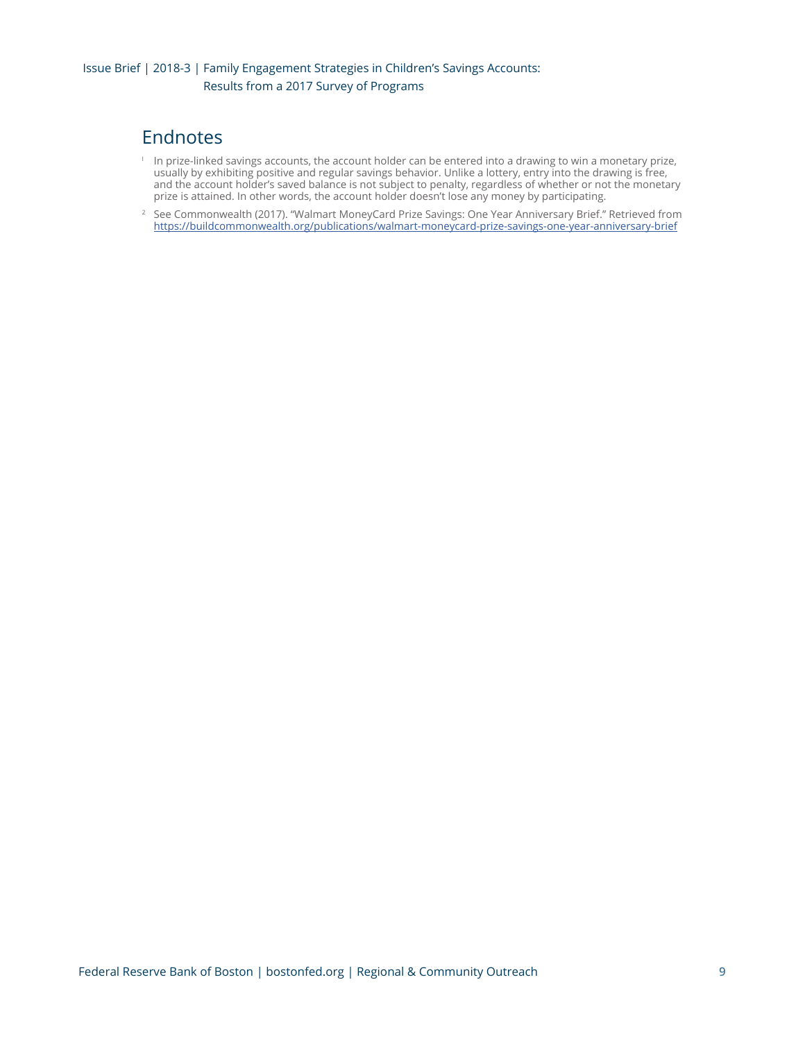## Endnotes

[1] In prize-linked savings accounts, the account holder can be entered into a drawing to win a monetary prize, usually by exhibiting positive and regular savings behavior. Unlike a lottery, entry into the drawing is free, and the account holder's saved balance is not subject to penalty, regardless of whether or not the monetary prize is attained. In other words, the account holder doesn't lose any money by participating.

[2] See Commonwealth (2017). "Walmart MoneyCard Prize Savings: One Year Anniversary Brief." Retrieved from https://buildcommonwealth.org/publications/walmart-moneycard-prize-savings-one-year-anniversary-brief